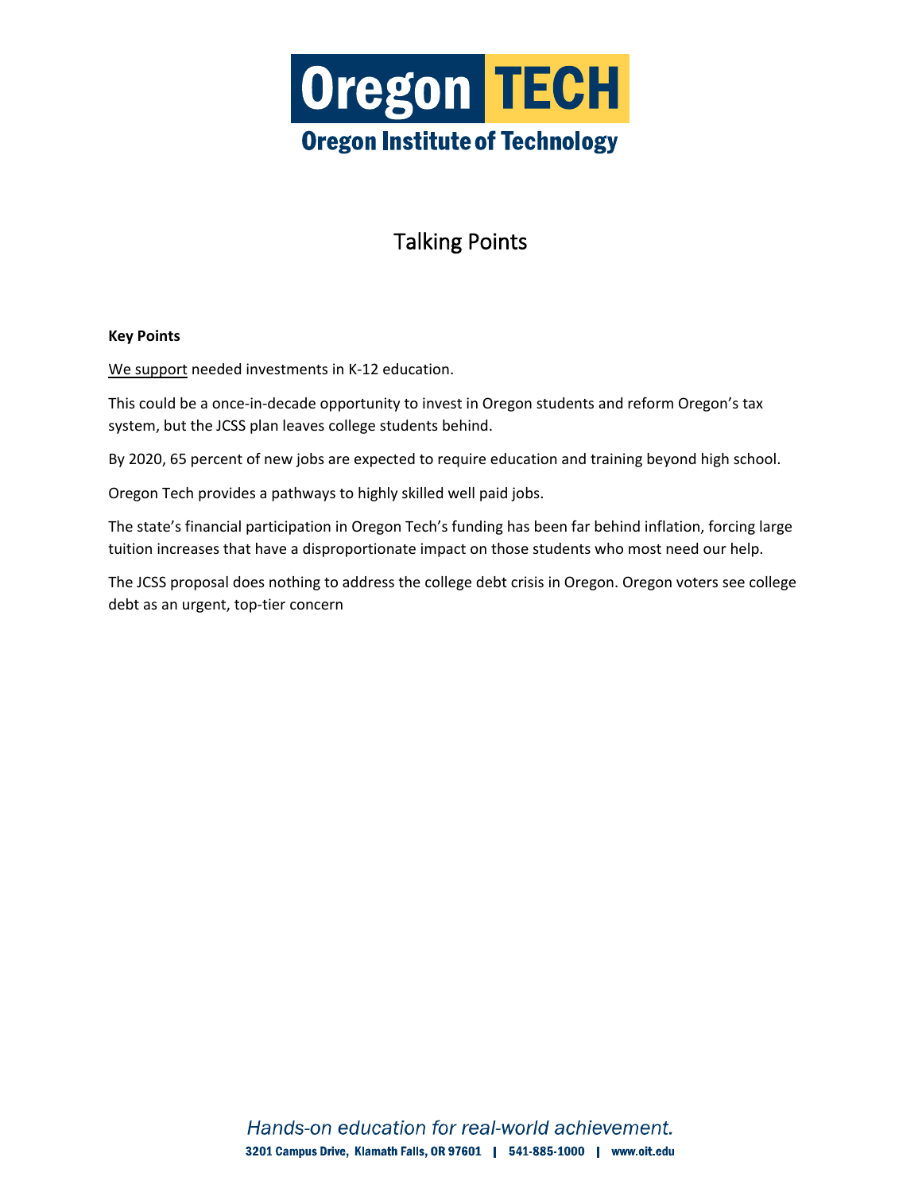# Oregon TECH

## Oregon Institute of Technology

# Talking Points

**Key Points**

<u>We support</u> needed investments in K-12 education.

This could be a once-in-decade opportunity to invest in Oregon students and reform Oregon's tax system, but the JCSS plan leaves college students behind.

By 2020, 65 percent of new jobs are expected to require education and training beyond high school.

Oregon Tech provides a pathways to highly skilled well paid jobs.

The state's financial participation in Oregon Tech's funding has been far behind inflation, forcing large tuition increases that have a disproportionate impact on those students who most need our help.

The JCSS proposal does nothing to address the college debt crisis in Oregon. Oregon voters see college debt as an urgent, top-tier concern

*Hands-on education for real-world achievement.*

**3201 Campus Drive, Klamath Falls, OR 97601 | 541-885-1000 | www.oit.edu**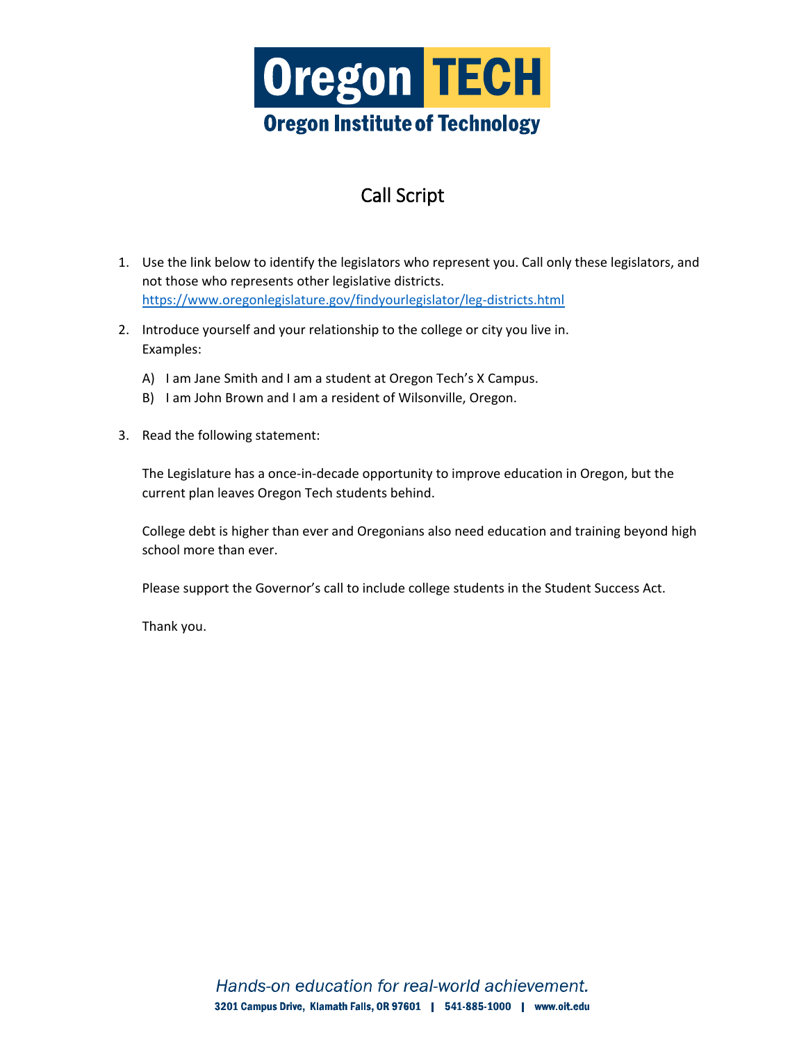# Oregon TECH

**Oregon Institute of Technology**

## Call Script

1. Use the link below to identify the legislators who represent you. Call only these legislators, and not those who represents other legislative districts.
   https://www.oregonlegislature.gov/findyourlegislator/leg-districts.html

2. Introduce yourself and your relationship to the college or city you live in.
   Examples:

   A) I am Jane Smith and I am a student at Oregon Tech's X Campus.
   B) I am John Brown and I am a resident of Wilsonville, Oregon.

3. Read the following statement:

   The Legislature has a once-in-decade opportunity to improve education in Oregon, but the current plan leaves Oregon Tech students behind.

   College debt is higher than ever and Oregonians also need education and training beyond high school more than ever.

   Please support the Governor's call to include college students in the Student Success Act.

   Thank you.

*Hands-on education for real-world achievement.*

**3201 Campus Drive, Klamath Falls, OR 97601 | 541-885-1000 | www.oit.edu**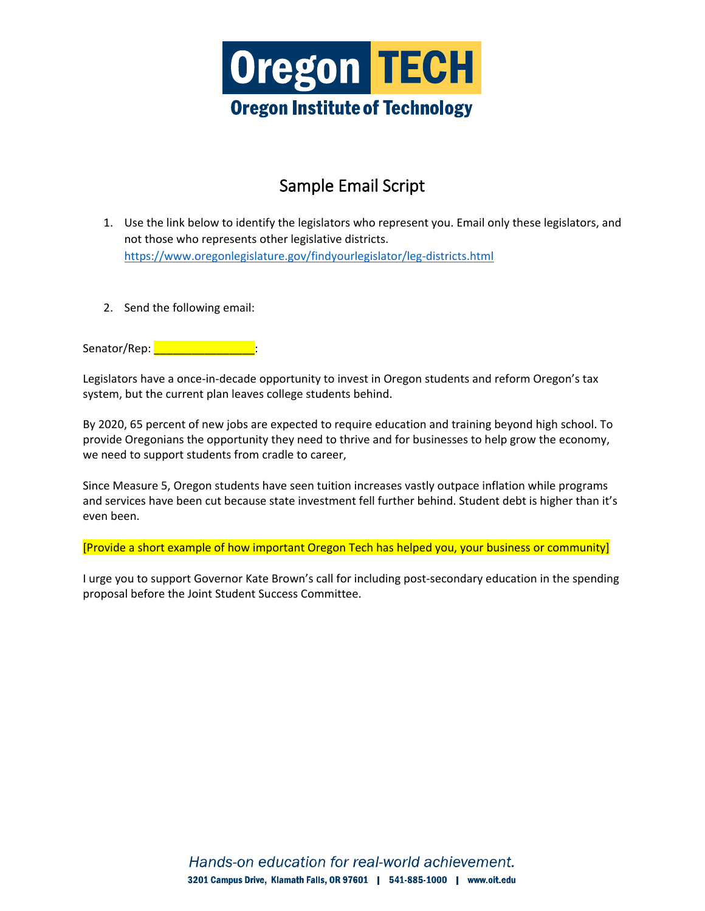Oregon TECH

Oregon Institute of Technology

# Sample Email Script

1. Use the link below to identify the legislators who represent you. Email only these legislators, and not those who represents other legislative districts.
   https://www.oregonlegislature.gov/findyourlegislator/leg-districts.html

2. Send the following email:

Senator/Rep: _______________:

Legislators have a once-in-decade opportunity to invest in Oregon students and reform Oregon's tax system, but the current plan leaves college students behind.

By 2020, 65 percent of new jobs are expected to require education and training beyond high school. To provide Oregonians the opportunity they need to thrive and for businesses to help grow the economy, we need to support students from cradle to career,

Since Measure 5, Oregon students have seen tuition increases vastly outpace inflation while programs and services have been cut because state investment fell further behind. Student debt is higher than it's even been.

[Provide a short example of how important Oregon Tech has helped you, your business or community]

I urge you to support Governor Kate Brown's call for including post-secondary education in the spending proposal before the Joint Student Success Committee.

*Hands-on education for real-world achievement.*

3201 Campus Drive, Klamath Falls, OR 97601 | 541-885-1000 | www.oit.edu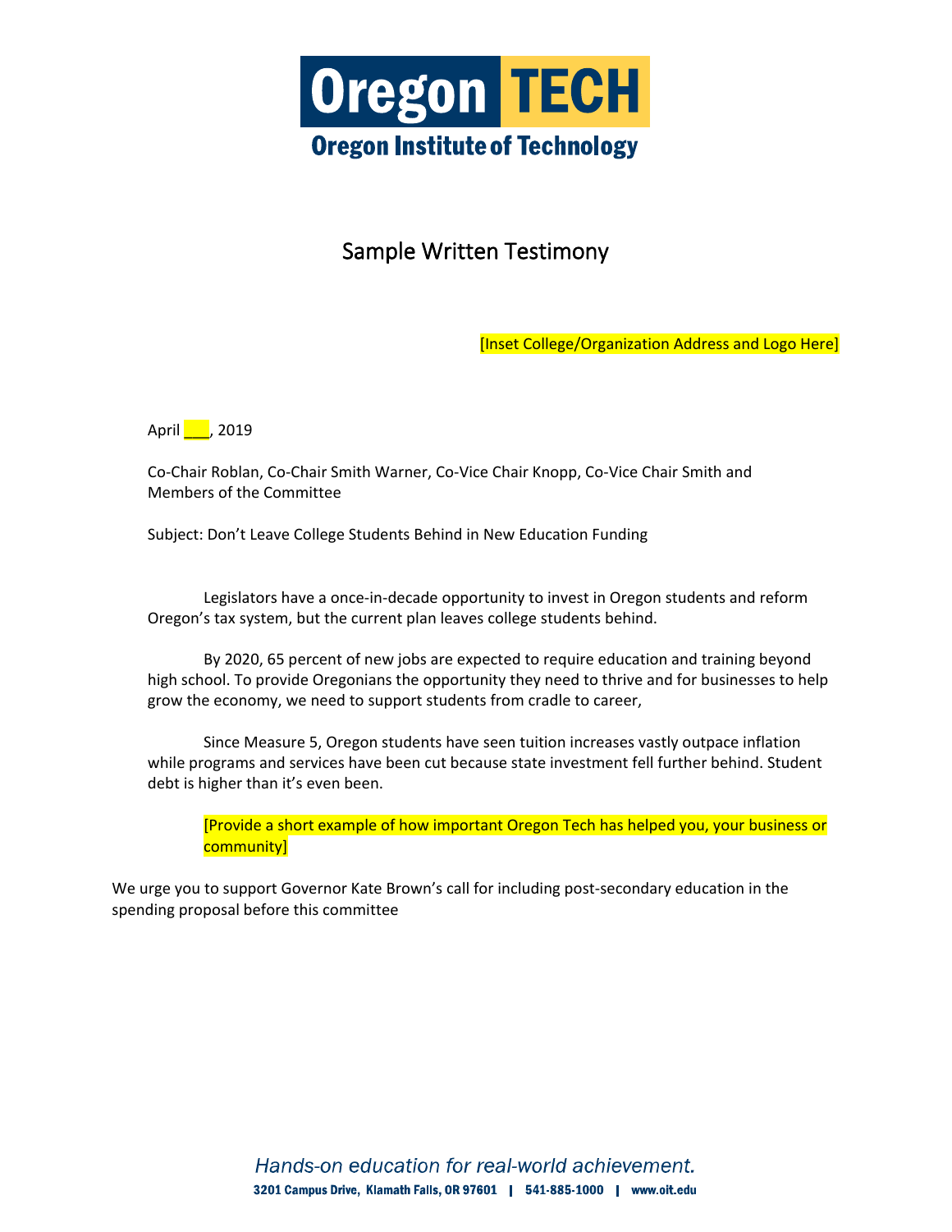# Oregon TECH

**Oregon Institute of Technology**

## Sample Written Testimony

[Inset College/Organization Address and Logo Here]

April ___, 2019

Co-Chair Roblan, Co-Chair Smith Warner, Co-Vice Chair Knopp, Co-Vice Chair Smith and Members of the Committee

Subject: Don't Leave College Students Behind in New Education Funding

Legislators have a once-in-decade opportunity to invest in Oregon students and reform Oregon's tax system, but the current plan leaves college students behind.

By 2020, 65 percent of new jobs are expected to require education and training beyond high school. To provide Oregonians the opportunity they need to thrive and for businesses to help grow the economy, we need to support students from cradle to career,

Since Measure 5, Oregon students have seen tuition increases vastly outpace inflation while programs and services have been cut because state investment fell further behind. Student debt is higher than it's even been.

> [Provide a short example of how important Oregon Tech has helped you, your business or community]

We urge you to support Governor Kate Brown's call for including post-secondary education in the spending proposal before this committee

*Hands-on education for real-world achievement.*

**3201 Campus Drive, Klamath Falls, OR 97601 | 541-885-1000 | www.oit.edu**